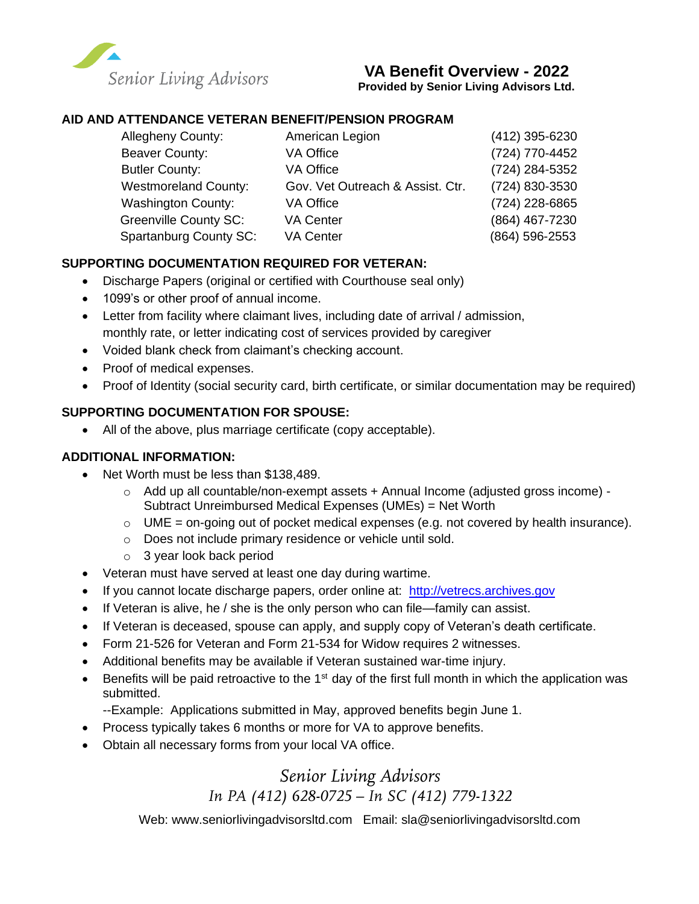Senior Living Advisors

# VA Benefit Overview - 2022

**Provided by Senior Living Advisors Ltd.**

## AID AND ATTENDANCE VETERAN BENEFIT/PENSION PROGRAM

| | | |
|---|---|---|
| Allegheny County: | American Legion | (412) 395-6230 |
| Beaver County: | VA Office | (724) 770-4452 |
| Butler County: | VA Office | (724) 284-5352 |
| Westmoreland County: | Gov. Vet Outreach & Assist. Ctr. | (724) 830-3530 |
| Washington County: | VA Office | (724) 228-6865 |
| Greenville County SC: | VA Center | (864) 467-7230 |
| Spartanburg County SC: | VA Center | (864) 596-2553 |

## SUPPORTING DOCUMENTATION REQUIRED FOR VETERAN:

- Discharge Papers (original or certified with Courthouse seal only)
- 1099's or other proof of annual income.
- Letter from facility where claimant lives, including date of arrival / admission, monthly rate, or letter indicating cost of services provided by caregiver
- Voided blank check from claimant's checking account.
- Proof of medical expenses.
- Proof of Identity (social security card, birth certificate, or similar documentation may be required)

## SUPPORTING DOCUMENTATION FOR SPOUSE:

- All of the above, plus marriage certificate (copy acceptable).

## ADDITIONAL INFORMATION:

- Net Worth must be less than $138,489.
  - Add up all countable/non-exempt assets + Annual Income (adjusted gross income) - Subtract Unreimbursed Medical Expenses (UMEs) = Net Worth
  - UME = on-going out of pocket medical expenses (e.g. not covered by health insurance).
  - Does not include primary residence or vehicle until sold.
  - 3 year look back period
- Veteran must have served at least one day during wartime.
- If you cannot locate discharge papers, order online at: [http://vetrecs.archives.gov](http://vetrecs.archives.gov)
- If Veteran is alive, he / she is the only person who can file—family can assist.
- If Veteran is deceased, spouse can apply, and supply copy of Veteran's death certificate.
- Form 21-526 for Veteran and Form 21-534 for Widow requires 2 witnesses.
- Additional benefits may be available if Veteran sustained war-time injury.
- Benefits will be paid retroactive to the 1st day of the first full month in which the application was submitted.

  --Example: Applications submitted in May, approved benefits begin June 1.
- Process typically takes 6 months or more for VA to approve benefits.
- Obtain all necessary forms from your local VA office.

*Senior Living Advisors*
*In PA (412) 628-0725 – In SC (412) 779-1322*

Web: www.seniorlivingadvisorsltd.com Email: sla@seniorlivingadvisorsltd.com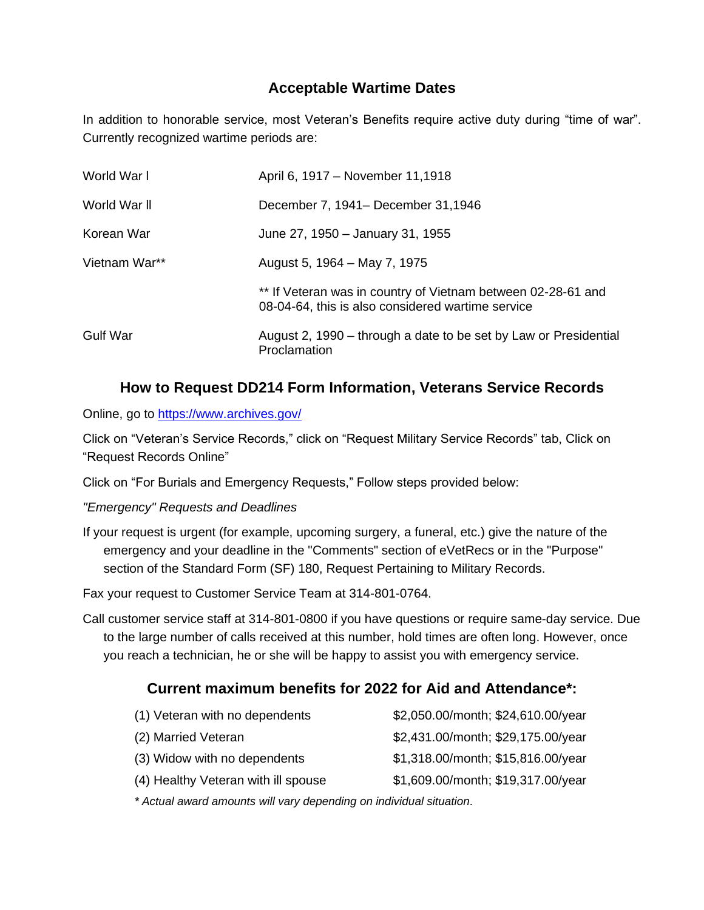## Acceptable Wartime Dates

In addition to honorable service, most Veteran's Benefits require active duty during "time of war". Currently recognized wartime periods are:

| | |
|---|---|
| World War I | April 6, 1917 – November 11,1918 |
| World War II | December 7, 1941– December 31,1946 |
| Korean War | June 27, 1950 – January 31, 1955 |
| Vietnam War** | August 5, 1964 – May 7, 1975 |
| | ** If Veteran was in country of Vietnam between 02-28-61 and 08-04-64, this is also considered wartime service |
| Gulf War | August 2, 1990 – through a date to be set by Law or Presidential Proclamation |

## How to Request DD214 Form Information, Veterans Service Records

Online, go to https://www.archives.gov/

Click on "Veteran's Service Records," click on "Request Military Service Records" tab, Click on "Request Records Online"

Click on "For Burials and Emergency Requests," Follow steps provided below:

*"Emergency" Requests and Deadlines*

If your request is urgent (for example, upcoming surgery, a funeral, etc.) give the nature of the emergency and your deadline in the "Comments" section of eVetRecs or in the "Purpose" section of the Standard Form (SF) 180, Request Pertaining to Military Records.

Fax your request to Customer Service Team at 314-801-0764.

Call customer service staff at 314-801-0800 if you have questions or require same-day service. Due to the large number of calls received at this number, hold times are often long. However, once you reach a technician, he or she will be happy to assist you with emergency service.

## Current maximum benefits for 2022 for Aid and Attendance*:

| | |
|---|---|
| (1) Veteran with no dependents | $2,050.00/month; $24,610.00/year |
| (2) Married Veteran | $2,431.00/month; $29,175.00/year |
| (3) Widow with no dependents | $1,318.00/month; $15,816.00/year |
| (4) Healthy Veteran with ill spouse | $1,609.00/month; $19,317.00/year |

*\* Actual award amounts will vary depending on individual situation.*